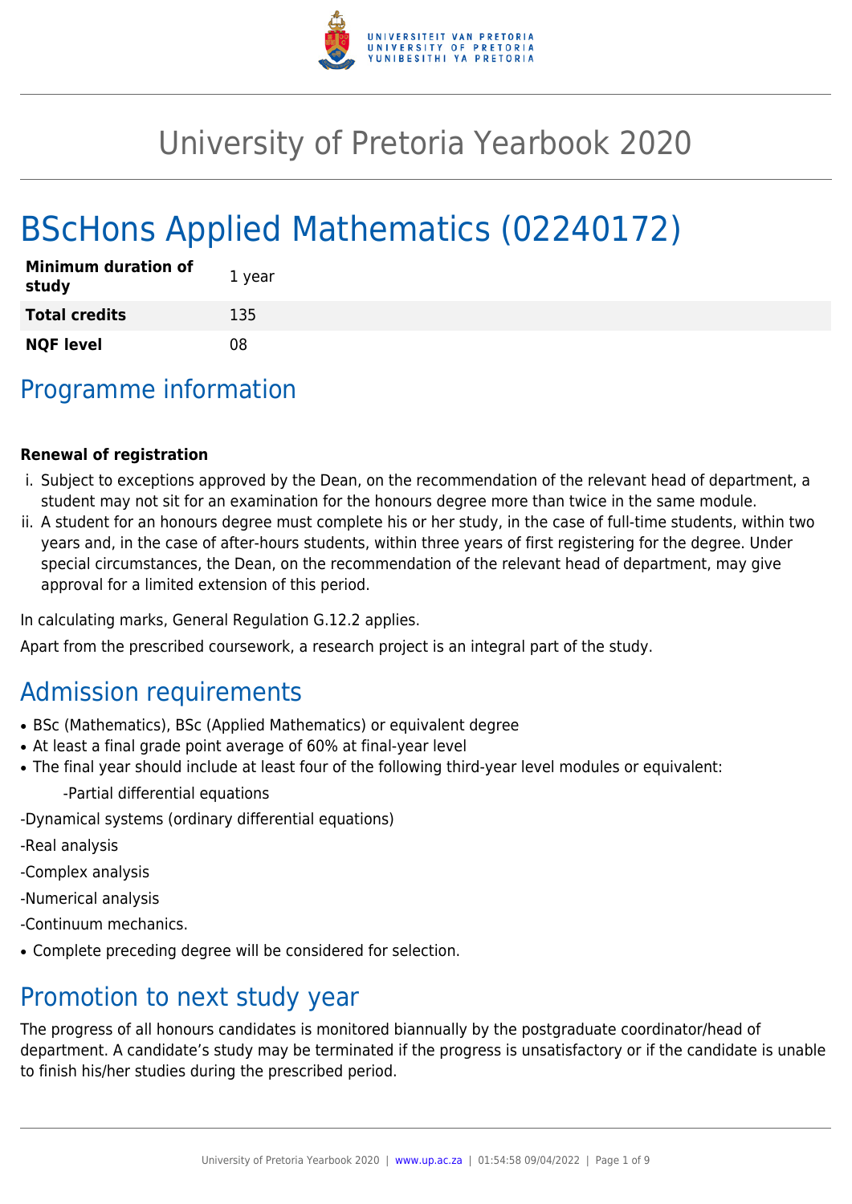# University of Pretoria Yearbook 2020

# BScHons Applied Mathematics (02240172)

| | |
|---|---|
| **Minimum duration of study** | 1 year |
| **Total credits** | 135 |
| **NQF level** | 08 |

## Programme information

**Renewal of registration**

i. Subject to exceptions approved by the Dean, on the recommendation of the relevant head of department, a student may not sit for an examination for the honours degree more than twice in the same module.
ii. A student for an honours degree must complete his or her study, in the case of full-time students, within two years and, in the case of after-hours students, within three years of first registering for the degree. Under special circumstances, the Dean, on the recommendation of the relevant head of department, may give approval for a limited extension of this period.

In calculating marks, General Regulation G.12.2 applies.

Apart from the prescribed coursework, a research project is an integral part of the study.

## Admission requirements

- BSc (Mathematics), BSc (Applied Mathematics) or equivalent degree
- At least a final grade point average of 60% at final-year level
- The final year should include at least four of the following third-year level modules or equivalent:

  -Partial differential equations

-Dynamical systems (ordinary differential equations)

-Real analysis

-Complex analysis

-Numerical analysis

-Continuum mechanics.

- Complete preceding degree will be considered for selection.

## Promotion to next study year

The progress of all honours candidates is monitored biannually by the postgraduate coordinator/head of department. A candidate's study may be terminated if the progress is unsatisfactory or if the candidate is unable to finish his/her studies during the prescribed period.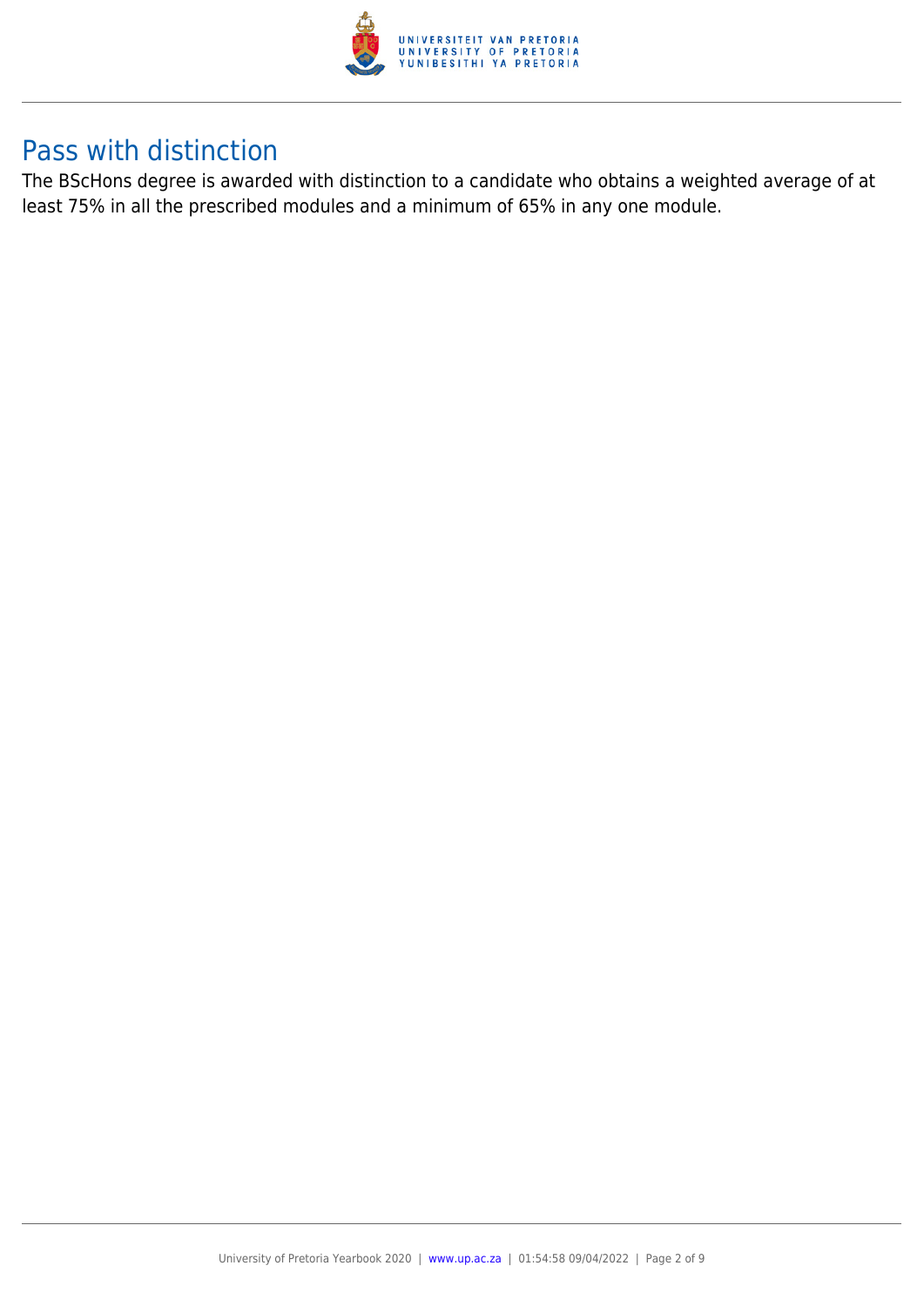## Pass with distinction

The BScHons degree is awarded with distinction to a candidate who obtains a weighted average of at least 75% in all the prescribed modules and a minimum of 65% in any one module.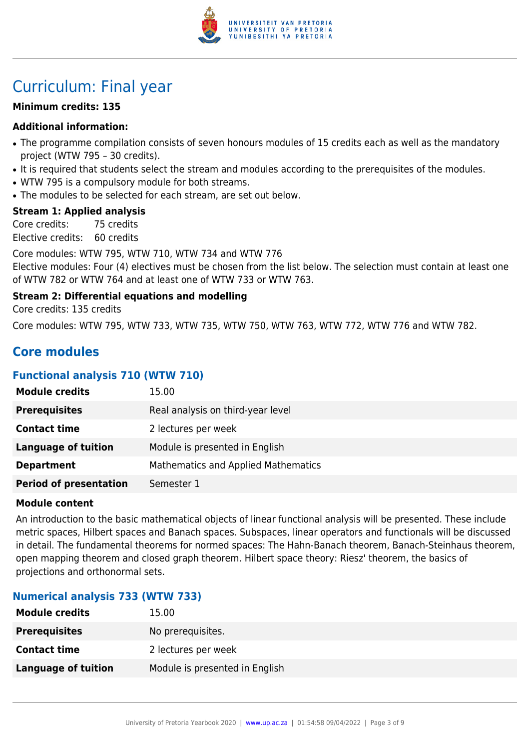# Curriculum: Final year

**Minimum credits: 135**

### Additional information:

- The programme compilation consists of seven honours modules of 15 credits each as well as the mandatory project (WTW 795 – 30 credits).
- It is required that students select the stream and modules according to the prerequisites of the modules.
- WTW 795 is a compulsory module for both streams.
- The modules to be selected for each stream, are set out below.

**Stream 1: Applied analysis**

Core credits: 75 credits
Elective credits: 60 credits

Core modules: WTW 795, WTW 710, WTW 734 and WTW 776
Elective modules: Four (4) electives must be chosen from the list below. The selection must contain at least one of WTW 782 or WTW 764 and at least one of WTW 733 or WTW 763.

**Stream 2: Differential equations and modelling**

Core credits: 135 credits

Core modules: WTW 795, WTW 733, WTW 735, WTW 750, WTW 763, WTW 772, WTW 776 and WTW 782.

## Core modules

### Functional analysis 710 (WTW 710)

| | |
|---|---|
| **Module credits** | 15.00 |
| **Prerequisites** | Real analysis on third-year level |
| **Contact time** | 2 lectures per week |
| **Language of tuition** | Module is presented in English |
| **Department** | Mathematics and Applied Mathematics |
| **Period of presentation** | Semester 1 |

**Module content**

An introduction to the basic mathematical objects of linear functional analysis will be presented. These include metric spaces, Hilbert spaces and Banach spaces. Subspaces, linear operators and functionals will be discussed in detail. The fundamental theorems for normed spaces: The Hahn-Banach theorem, Banach-Steinhaus theorem, open mapping theorem and closed graph theorem. Hilbert space theory: Riesz' theorem, the basics of projections and orthonormal sets.

### Numerical analysis 733 (WTW 733)

| | |
|---|---|
| **Module credits** | 15.00 |
| **Prerequisites** | No prerequisites. |
| **Contact time** | 2 lectures per week |
| **Language of tuition** | Module is presented in English |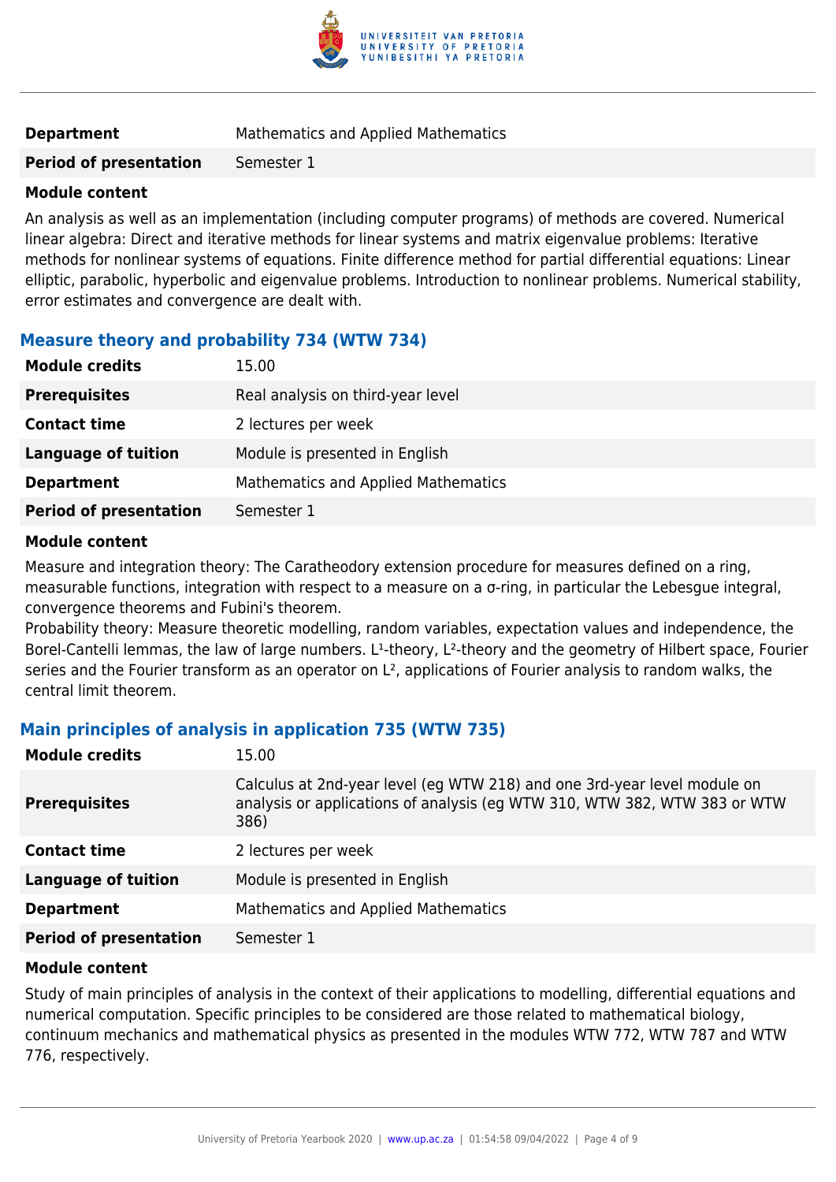| | |
|---|---|
| **Department** | Mathematics and Applied Mathematics |
| **Period of presentation** | Semester 1 |

**Module content**

An analysis as well as an implementation (including computer programs) of methods are covered. Numerical linear algebra: Direct and iterative methods for linear systems and matrix eigenvalue problems: Iterative methods for nonlinear systems of equations. Finite difference method for partial differential equations: Linear elliptic, parabolic, hyperbolic and eigenvalue problems. Introduction to nonlinear problems. Numerical stability, error estimates and convergence are dealt with.

### Measure theory and probability 734 (WTW 734)

| | |
|---|---|
| **Module credits** | 15.00 |
| **Prerequisites** | Real analysis on third-year level |
| **Contact time** | 2 lectures per week |
| **Language of tuition** | Module is presented in English |
| **Department** | Mathematics and Applied Mathematics |
| **Period of presentation** | Semester 1 |

**Module content**

Measure and integration theory: The Caratheodory extension procedure for measures defined on a ring, measurable functions, integration with respect to a measure on a σ-ring, in particular the Lebesgue integral, convergence theorems and Fubini's theorem.
Probability theory: Measure theoretic modelling, random variables, expectation values and independence, the Borel-Cantelli lemmas, the law of large numbers. $L^1$-theory, $L^2$-theory and the geometry of Hilbert space, Fourier series and the Fourier transform as an operator on $L^2$, applications of Fourier analysis to random walks, the central limit theorem.

### Main principles of analysis in application 735 (WTW 735)

| | |
|---|---|
| **Module credits** | 15.00 |
| **Prerequisites** | Calculus at 2nd-year level (eg WTW 218) and one 3rd-year level module on analysis or applications of analysis (eg WTW 310, WTW 382, WTW 383 or WTW 386) |
| **Contact time** | 2 lectures per week |
| **Language of tuition** | Module is presented in English |
| **Department** | Mathematics and Applied Mathematics |
| **Period of presentation** | Semester 1 |

**Module content**

Study of main principles of analysis in the context of their applications to modelling, differential equations and numerical computation. Specific principles to be considered are those related to mathematical biology, continuum mechanics and mathematical physics as presented in the modules WTW 772, WTW 787 and WTW 776, respectively.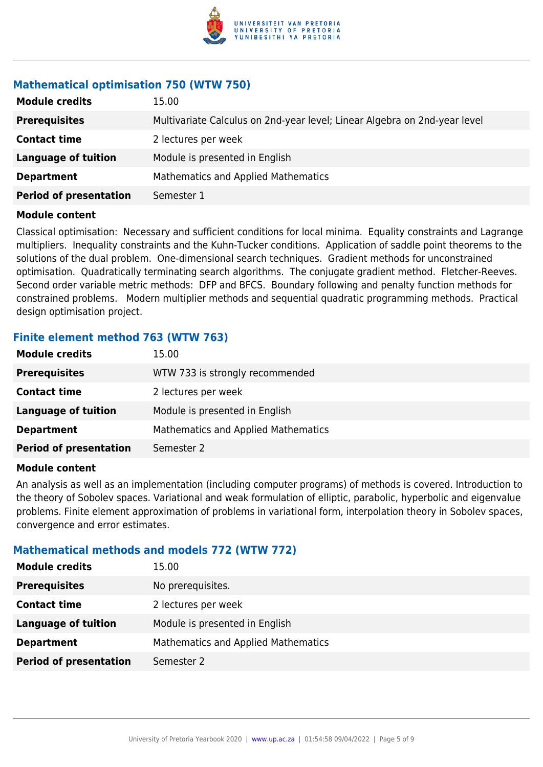### Mathematical optimisation 750 (WTW 750)

| | |
|---|---|
| **Module credits** | 15.00 |
| **Prerequisites** | Multivariate Calculus on 2nd-year level; Linear Algebra on 2nd-year level |
| **Contact time** | 2 lectures per week |
| **Language of tuition** | Module is presented in English |
| **Department** | Mathematics and Applied Mathematics |
| **Period of presentation** | Semester 1 |

**Module content**

Classical optimisation: Necessary and sufficient conditions for local minima. Equality constraints and Lagrange multipliers. Inequality constraints and the Kuhn-Tucker conditions. Application of saddle point theorems to the solutions of the dual problem. One-dimensional search techniques. Gradient methods for unconstrained optimisation. Quadratically terminating search algorithms. The conjugate gradient method. Fletcher-Reeves. Second order variable metric methods: DFP and BFCS. Boundary following and penalty function methods for constrained problems. Modern multiplier methods and sequential quadratic programming methods. Practical design optimisation project.

### Finite element method 763 (WTW 763)

| | |
|---|---|
| **Module credits** | 15.00 |
| **Prerequisites** | WTW 733 is strongly recommended |
| **Contact time** | 2 lectures per week |
| **Language of tuition** | Module is presented in English |
| **Department** | Mathematics and Applied Mathematics |
| **Period of presentation** | Semester 2 |

**Module content**

An analysis as well as an implementation (including computer programs) of methods is covered. Introduction to the theory of Sobolev spaces. Variational and weak formulation of elliptic, parabolic, hyperbolic and eigenvalue problems. Finite element approximation of problems in variational form, interpolation theory in Sobolev spaces, convergence and error estimates.

### Mathematical methods and models 772 (WTW 772)

| | |
|---|---|
| **Module credits** | 15.00 |
| **Prerequisites** | No prerequisites. |
| **Contact time** | 2 lectures per week |
| **Language of tuition** | Module is presented in English |
| **Department** | Mathematics and Applied Mathematics |
| **Period of presentation** | Semester 2 |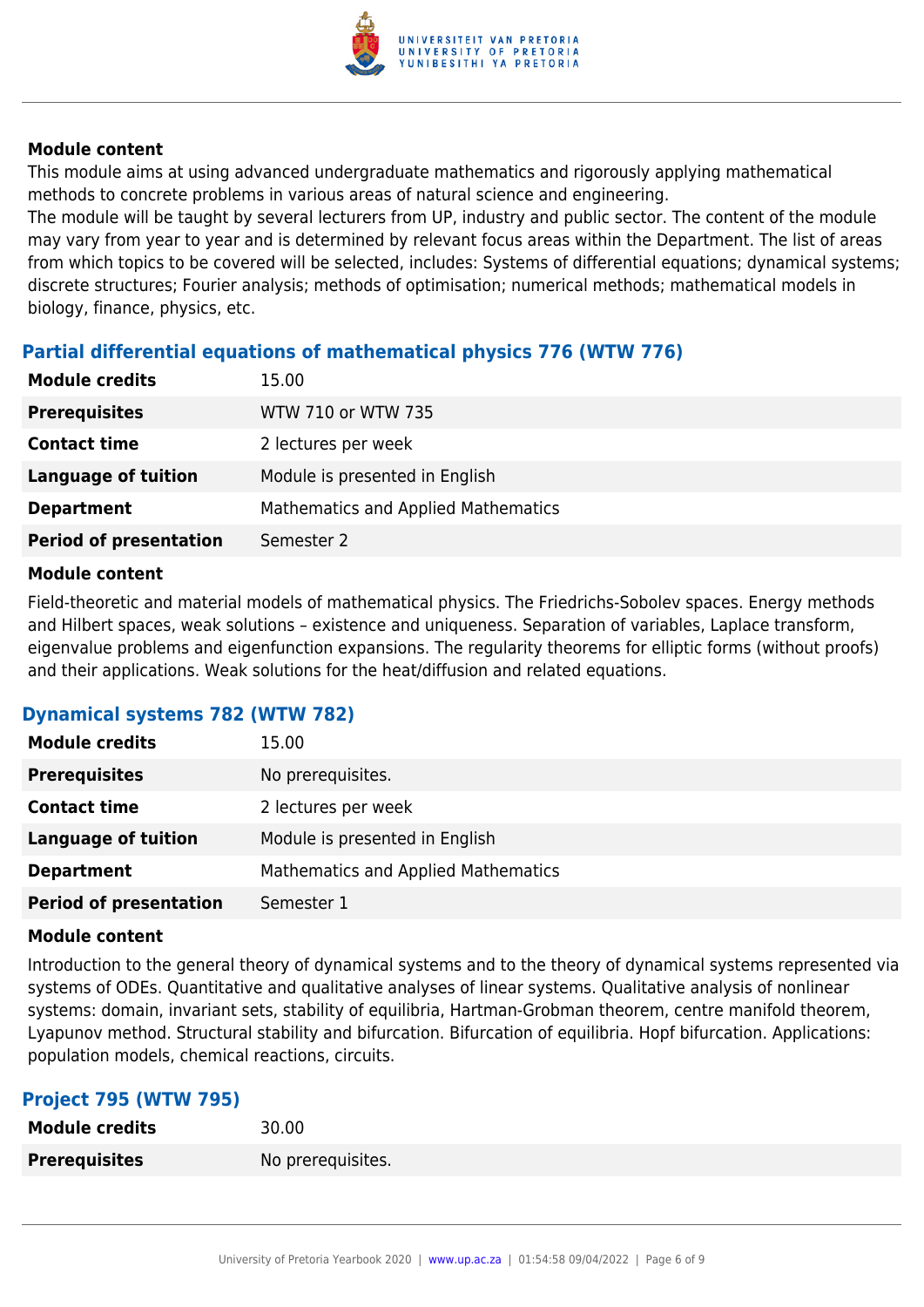**Module content**

This module aims at using advanced undergraduate mathematics and rigorously applying mathematical methods to concrete problems in various areas of natural science and engineering.
The module will be taught by several lecturers from UP, industry and public sector. The content of the module may vary from year to year and is determined by relevant focus areas within the Department. The list of areas from which topics to be covered will be selected, includes: Systems of differential equations; dynamical systems; discrete structures; Fourier analysis; methods of optimisation; numerical methods; mathematical models in biology, finance, physics, etc.

### Partial differential equations of mathematical physics 776 (WTW 776)

| | |
|---|---|
| **Module credits** | 15.00 |
| **Prerequisites** | WTW 710 or WTW 735 |
| **Contact time** | 2 lectures per week |
| **Language of tuition** | Module is presented in English |
| **Department** | Mathematics and Applied Mathematics |
| **Period of presentation** | Semester 2 |

**Module content**

Field-theoretic and material models of mathematical physics. The Friedrichs-Sobolev spaces. Energy methods and Hilbert spaces, weak solutions – existence and uniqueness. Separation of variables, Laplace transform, eigenvalue problems and eigenfunction expansions. The regularity theorems for elliptic forms (without proofs) and their applications. Weak solutions for the heat/diffusion and related equations.

### Dynamical systems 782 (WTW 782)

| | |
|---|---|
| **Module credits** | 15.00 |
| **Prerequisites** | No prerequisites. |
| **Contact time** | 2 lectures per week |
| **Language of tuition** | Module is presented in English |
| **Department** | Mathematics and Applied Mathematics |
| **Period of presentation** | Semester 1 |

**Module content**

Introduction to the general theory of dynamical systems and to the theory of dynamical systems represented via systems of ODEs. Quantitative and qualitative analyses of linear systems. Qualitative analysis of nonlinear systems: domain, invariant sets, stability of equilibria, Hartman-Grobman theorem, centre manifold theorem, Lyapunov method. Structural stability and bifurcation. Bifurcation of equilibria. Hopf bifurcation. Applications: population models, chemical reactions, circuits.

### Project 795 (WTW 795)

| | |
|---|---|
| **Module credits** | 30.00 |
| **Prerequisites** | No prerequisites. |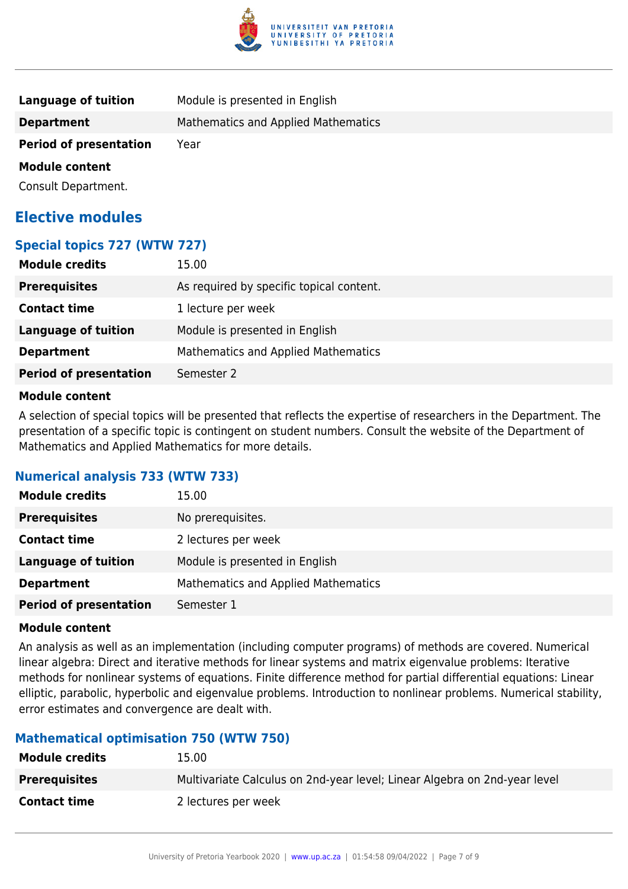| | |
|---|---|
| **Language of tuition** | Module is presented in English |
| **Department** | Mathematics and Applied Mathematics |
| **Period of presentation** | Year |

**Module content**

Consult Department.

## Elective modules

### Special topics 727 (WTW 727)

| | |
|---|---|
| **Module credits** | 15.00 |
| **Prerequisites** | As required by specific topical content. |
| **Contact time** | 1 lecture per week |
| **Language of tuition** | Module is presented in English |
| **Department** | Mathematics and Applied Mathematics |
| **Period of presentation** | Semester 2 |

**Module content**

A selection of special topics will be presented that reflects the expertise of researchers in the Department. The presentation of a specific topic is contingent on student numbers. Consult the website of the Department of Mathematics and Applied Mathematics for more details.

### Numerical analysis 733 (WTW 733)

| | |
|---|---|
| **Module credits** | 15.00 |
| **Prerequisites** | No prerequisites. |
| **Contact time** | 2 lectures per week |
| **Language of tuition** | Module is presented in English |
| **Department** | Mathematics and Applied Mathematics |
| **Period of presentation** | Semester 1 |

**Module content**

An analysis as well as an implementation (including computer programs) of methods are covered. Numerical linear algebra: Direct and iterative methods for linear systems and matrix eigenvalue problems: Iterative methods for nonlinear systems of equations. Finite difference method for partial differential equations: Linear elliptic, parabolic, hyperbolic and eigenvalue problems. Introduction to nonlinear problems. Numerical stability, error estimates and convergence are dealt with.

### Mathematical optimisation 750 (WTW 750)

| | |
|---|---|
| **Module credits** | 15.00 |
| **Prerequisites** | Multivariate Calculus on 2nd-year level; Linear Algebra on 2nd-year level |
| **Contact time** | 2 lectures per week |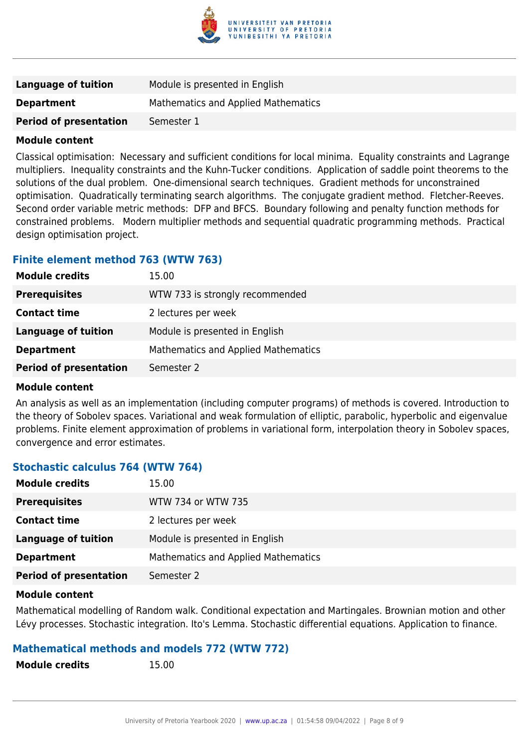| | |
|---|---|
| **Language of tuition** | Module is presented in English |
| **Department** | Mathematics and Applied Mathematics |
| **Period of presentation** | Semester 1 |

**Module content**

Classical optimisation: Necessary and sufficient conditions for local minima. Equality constraints and Lagrange multipliers. Inequality constraints and the Kuhn-Tucker conditions. Application of saddle point theorems to the solutions of the dual problem. One-dimensional search techniques. Gradient methods for unconstrained optimisation. Quadratically terminating search algorithms. The conjugate gradient method. Fletcher-Reeves. Second order variable metric methods: DFP and BFCS. Boundary following and penalty function methods for constrained problems. Modern multiplier methods and sequential quadratic programming methods. Practical design optimisation project.

### Finite element method 763 (WTW 763)

| | |
|---|---|
| **Module credits** | 15.00 |
| **Prerequisites** | WTW 733 is strongly recommended |
| **Contact time** | 2 lectures per week |
| **Language of tuition** | Module is presented in English |
| **Department** | Mathematics and Applied Mathematics |
| **Period of presentation** | Semester 2 |

**Module content**

An analysis as well as an implementation (including computer programs) of methods is covered. Introduction to the theory of Sobolev spaces. Variational and weak formulation of elliptic, parabolic, hyperbolic and eigenvalue problems. Finite element approximation of problems in variational form, interpolation theory in Sobolev spaces, convergence and error estimates.

### Stochastic calculus 764 (WTW 764)

| | |
|---|---|
| **Module credits** | 15.00 |
| **Prerequisites** | WTW 734 or WTW 735 |
| **Contact time** | 2 lectures per week |
| **Language of tuition** | Module is presented in English |
| **Department** | Mathematics and Applied Mathematics |
| **Period of presentation** | Semester 2 |

**Module content**

Mathematical modelling of Random walk. Conditional expectation and Martingales. Brownian motion and other Lévy processes. Stochastic integration. Ito's Lemma. Stochastic differential equations. Application to finance.

### Mathematical methods and models 772 (WTW 772)

| | |
|---|---|
| **Module credits** | 15.00 |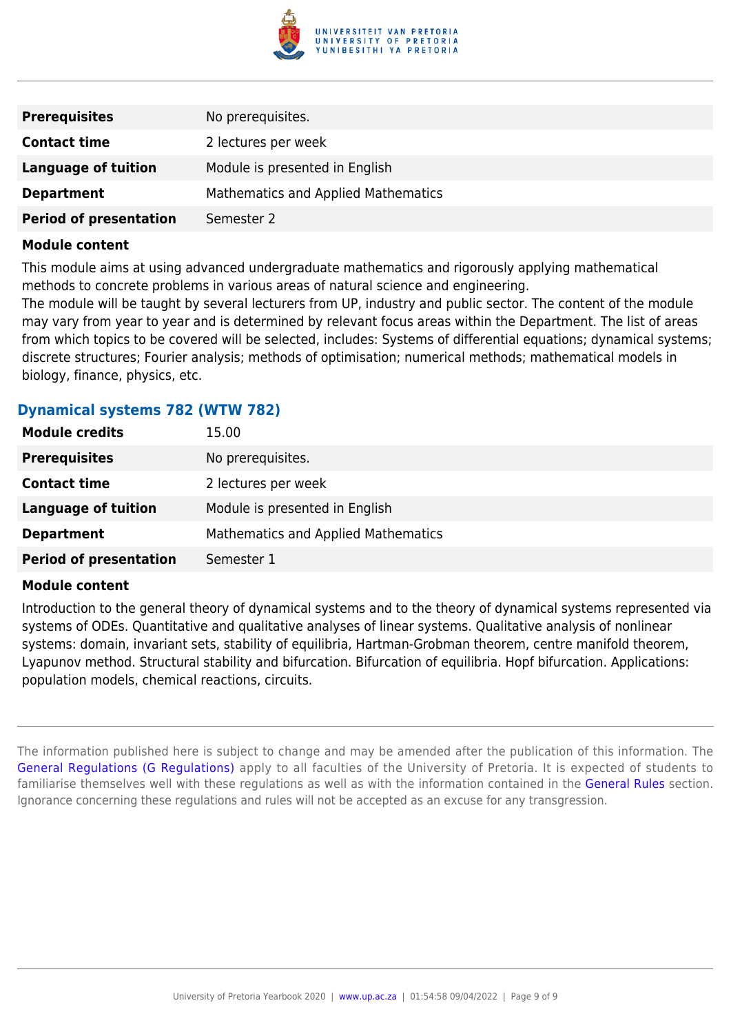| | |
|---|---|
| **Prerequisites** | No prerequisites. |
| **Contact time** | 2 lectures per week |
| **Language of tuition** | Module is presented in English |
| **Department** | Mathematics and Applied Mathematics |
| **Period of presentation** | Semester 2 |

**Module content**

This module aims at using advanced undergraduate mathematics and rigorously applying mathematical methods to concrete problems in various areas of natural science and engineering.
The module will be taught by several lecturers from UP, industry and public sector. The content of the module may vary from year to year and is determined by relevant focus areas within the Department. The list of areas from which topics to be covered will be selected, includes: Systems of differential equations; dynamical systems; discrete structures; Fourier analysis; methods of optimisation; numerical methods; mathematical models in biology, finance, physics, etc.

### Dynamical systems 782 (WTW 782)

| | |
|---|---|
| **Module credits** | 15.00 |
| **Prerequisites** | No prerequisites. |
| **Contact time** | 2 lectures per week |
| **Language of tuition** | Module is presented in English |
| **Department** | Mathematics and Applied Mathematics |
| **Period of presentation** | Semester 1 |

**Module content**

Introduction to the general theory of dynamical systems and to the theory of dynamical systems represented via systems of ODEs. Quantitative and qualitative analyses of linear systems. Qualitative analysis of nonlinear systems: domain, invariant sets, stability of equilibria, Hartman-Grobman theorem, centre manifold theorem, Lyapunov method. Structural stability and bifurcation. Bifurcation of equilibria. Hopf bifurcation. Applications: population models, chemical reactions, circuits.

The information published here is subject to change and may be amended after the publication of this information. The General Regulations (G Regulations) apply to all faculties of the University of Pretoria. It is expected of students to familiarise themselves well with these regulations as well as with the information contained in the General Rules section. Ignorance concerning these regulations and rules will not be accepted as an excuse for any transgression.